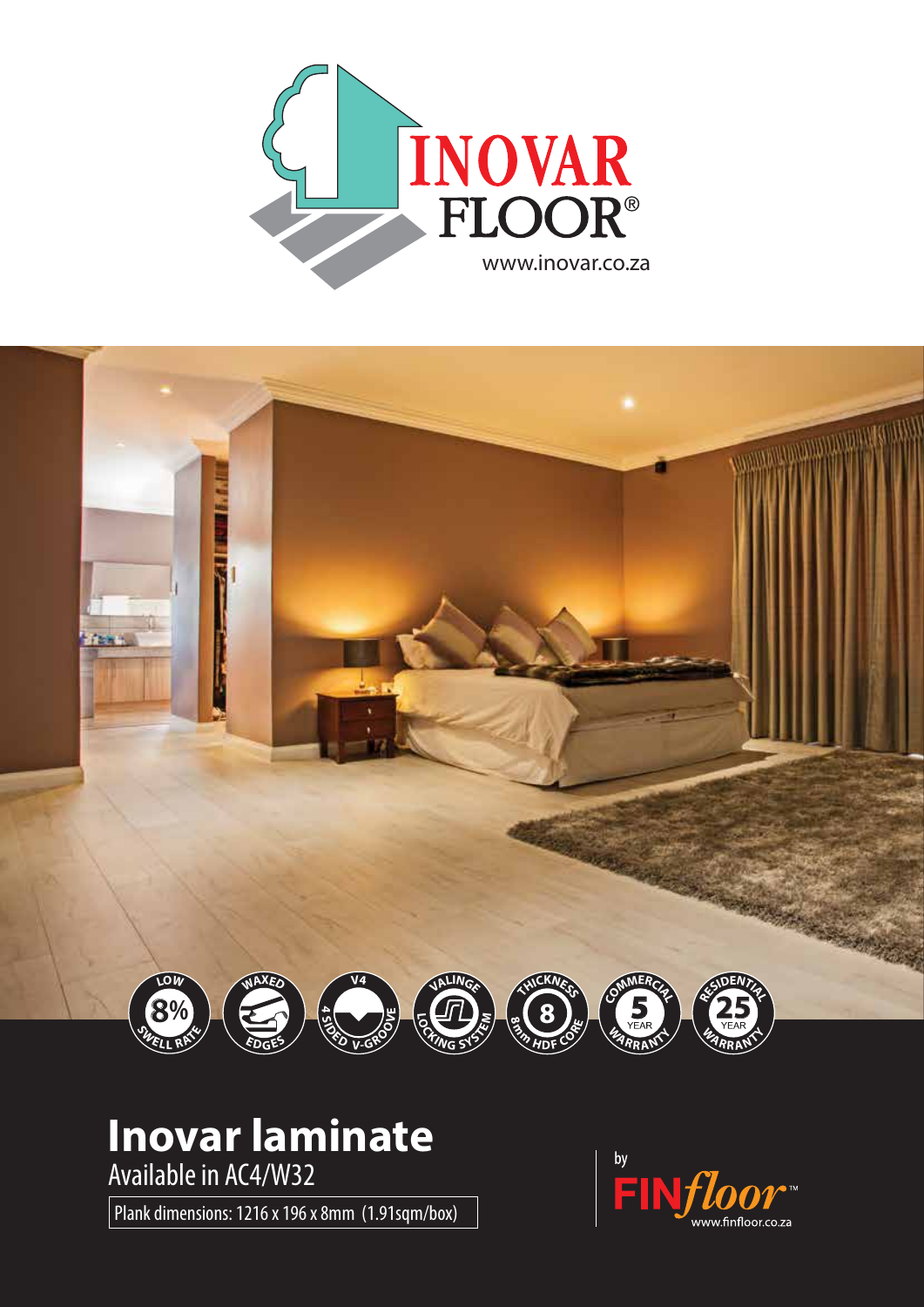# INOVAR FLOOR®

www.inovar.co.za

- LOW 8% SWELL RATE
- WAXED EDGES
- V4 4 SIDED V-GROOVE
- VALINGE LOCKING SYSTEM
- THICKNESS 8 8mm HDF CORE
- COMMERCIAL 5 YEAR WARRANTY
- RESIDENTIAL 25 YEAR WARRANTY

## Inovar laminate

Available in AC4/W32

Plank dimensions: 1216 x 196 x 8mm (1.91sqm/box)

by FINfloor™

www.finfloor.co.za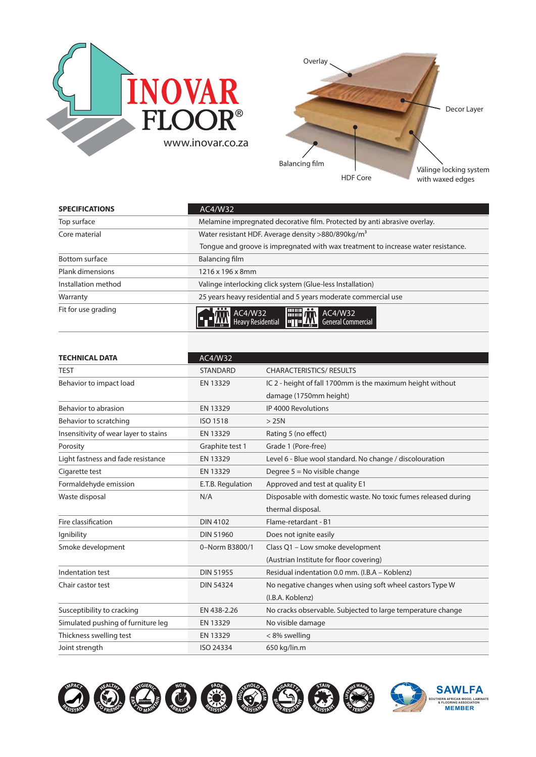INOVAR FLOOR®
www.inovar.co.za

Overlay
Decor Layer
Balancing film
HDF Core
Välinge locking system with waxed edges

| SPECIFICATIONS | AC4/W32 |
|---|---|
| Top surface | Melamine impregnated decorative film. Protected by anti abrasive overlay. |
| Core material | Water resistant HDF. Average density >880/890kg/m$^3$ |
| | Tongue and groove is impregnated with wax treatment to increase water resistance. |
| Bottom surface | Balancing film |
| Plank dimensions | 1216 x 196 x 8mm |
| Installation method | Valinge interlocking click system (Glue-less Installation) |
| Warranty | 25 years heavy residential and 5 years moderate commercial use |
| Fit for use grading | AC4/W32 Heavy Residential; AC4/W32 General Commercial |

| TECHNICAL DATA | AC4/W32 | |
|---|---|---|
| TEST | STANDARD | CHARACTERISTICS/ RESULTS |
| Behavior to impact load | EN 13329 | IC 2 - height of fall 1700mm is the maximum height without damage (1750mm height) |
| Behavior to abrasion | EN 13329 | IP 4000 Revolutions |
| Behavior to scratching | ISO 1518 | > 25N |
| Insensitivity of wear layer to stains | EN 13329 | Rating 5 (no effect) |
| Porosity | Graphite test 1 | Grade 1 (Pore-free) |
| Light fastness and fade resistance | EN 13329 | Level 6 - Blue wool standard. No change / discolouration |
| Cigarette test | EN 13329 | Degree 5 = No visible change |
| Formaldehyde emission | E.T.B. Regulation | Approved and test at quality E1 |
| Waste disposal | N/A | Disposable with domestic waste. No toxic fumes released during thermal disposal. |
| Fire classification | DIN 4102 | Flame-retardant - B1 |
| Ignibility | DIN 51960 | Does not ignite easily |
| Smoke development | 0–Norm B3800/1 | Class Q1 – Low smoke development (Austrian Institute for floor covering) |
| Indentation test | DIN 51955 | Residual indentation 0.0 mm. (I.B.A – Koblenz) |
| Chair castor test | DIN 54324 | No negative changes when using soft wheel castors Type W (I.B.A. Koblenz) |
| Susceptibility to cracking | EN 438-2.26 | No cracks observable. Subjected to large temperature change |
| Simulated pushing of furniture leg | EN 13329 | No visible damage |
| Thickness swelling test | EN 13329 | < 8% swelling |
| Joint strength | ISO 24334 | 650 kg/lin.m |

IMPACT RESISTANT · HEALTHY ECO FRIENDLY · HYGIENIC EASY TO MAINTAIN · NON ABRASIVE · FADE RESISTANT · HOUSEHOLD CHEM RESISTANT · CIGARETTE BURN RESISTANT · STAIN RESISTANT · LIFETIME WARRANTY NO TERMITES

SAWLFA SOUTHERN AFRICAN WOOD, LAMINATE & FLOORING ASSOCIATION MEMBER